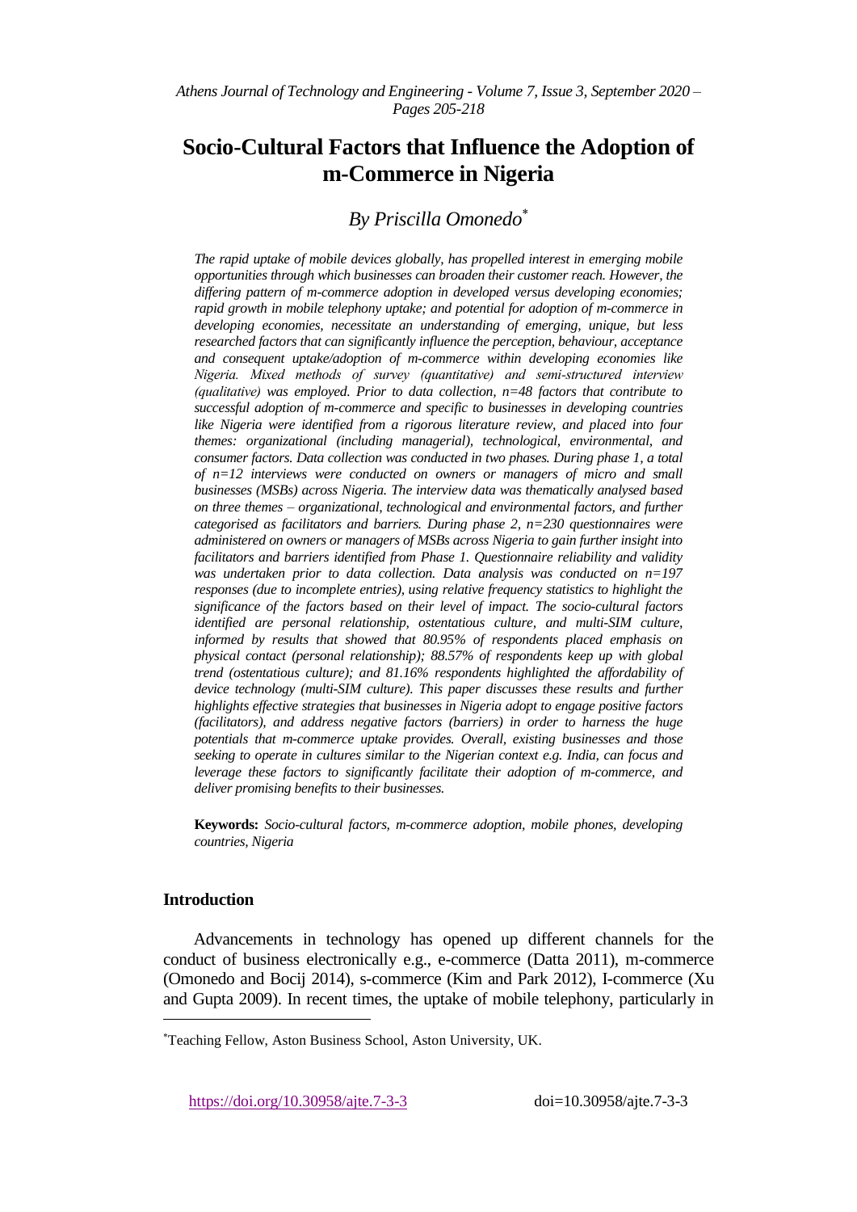# Socio-Cultural Factors that Influence the Adoption of m-Commerce in Nigeria

## *By Priscilla Omonedo*[*]

*The rapid uptake of mobile devices globally, has propelled interest in emerging mobile opportunities through which businesses can broaden their customer reach. However, the differing pattern of m-commerce adoption in developed versus developing economies; rapid growth in mobile telephony uptake; and potential for adoption of m-commerce in developing economies, necessitate an understanding of emerging, unique, but less researched factors that can significantly influence the perception, behaviour, acceptance and consequent uptake/adoption of m-commerce within developing economies like Nigeria. Mixed methods of survey (quantitative) and semi-structured interview (qualitative) was employed. Prior to data collection, n=48 factors that contribute to successful adoption of m-commerce and specific to businesses in developing countries like Nigeria were identified from a rigorous literature review, and placed into four themes: organizational (including managerial), technological, environmental, and consumer factors. Data collection was conducted in two phases. During phase 1, a total of n=12 interviews were conducted on owners or managers of micro and small businesses (MSBs) across Nigeria. The interview data was thematically analysed based on three themes – organizational, technological and environmental factors, and further categorised as facilitators and barriers. During phase 2, n=230 questionnaires were administered on owners or managers of MSBs across Nigeria to gain further insight into facilitators and barriers identified from Phase 1. Questionnaire reliability and validity was undertaken prior to data collection. Data analysis was conducted on n=197 responses (due to incomplete entries), using relative frequency statistics to highlight the significance of the factors based on their level of impact. The socio-cultural factors identified are personal relationship, ostentatious culture, and multi-SIM culture, informed by results that showed that 80.95% of respondents placed emphasis on physical contact (personal relationship); 88.57% of respondents keep up with global trend (ostentatious culture); and 81.16% respondents highlighted the affordability of device technology (multi-SIM culture). This paper discusses these results and further highlights effective strategies that businesses in Nigeria adopt to engage positive factors (facilitators), and address negative factors (barriers) in order to harness the huge potentials that m-commerce uptake provides. Overall, existing businesses and those seeking to operate in cultures similar to the Nigerian context e.g. India, can focus and leverage these factors to significantly facilitate their adoption of m-commerce, and deliver promising benefits to their businesses.*

**Keywords:** *Socio-cultural factors, m-commerce adoption, mobile phones, developing countries, Nigeria*

## Introduction

Advancements in technology has opened up different channels for the conduct of business electronically e.g., e-commerce (Datta 2011), m-commerce (Omonedo and Bocij 2014), s-commerce (Kim and Park 2012), I-commerce (Xu and Gupta 2009). In recent times, the uptake of mobile telephony, particularly in

---

[*] Teaching Fellow, Aston Business School, Aston University, UK.

https://doi.org/10.30958/ajte.7-3-3 doi=10.30958/ajte.7-3-3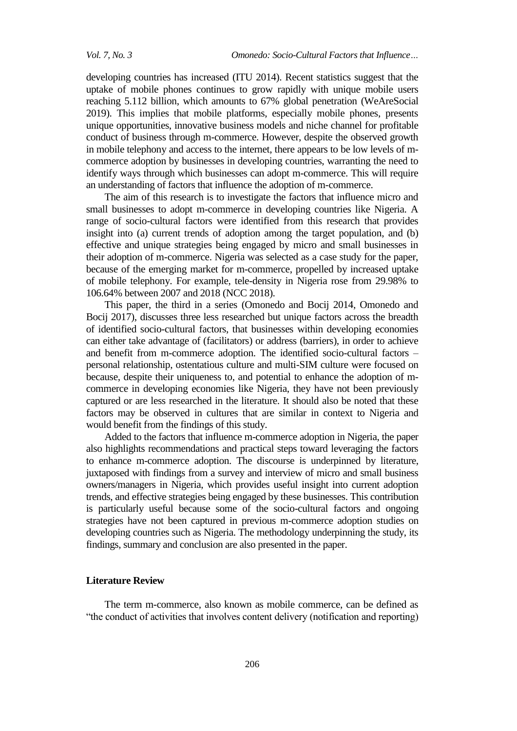developing countries has increased (ITU 2014). Recent statistics suggest that the uptake of mobile phones continues to grow rapidly with unique mobile users reaching 5.112 billion, which amounts to 67% global penetration (WeAreSocial 2019). This implies that mobile platforms, especially mobile phones, presents unique opportunities, innovative business models and niche channel for profitable conduct of business through m-commerce. However, despite the observed growth in mobile telephony and access to the internet, there appears to be low levels of m-commerce adoption by businesses in developing countries, warranting the need to identify ways through which businesses can adopt m-commerce. This will require an understanding of factors that influence the adoption of m-commerce.

The aim of this research is to investigate the factors that influence micro and small businesses to adopt m-commerce in developing countries like Nigeria. A range of socio-cultural factors were identified from this research that provides insight into (a) current trends of adoption among the target population, and (b) effective and unique strategies being engaged by micro and small businesses in their adoption of m-commerce. Nigeria was selected as a case study for the paper, because of the emerging market for m-commerce, propelled by increased uptake of mobile telephony. For example, tele-density in Nigeria rose from 29.98% to 106.64% between 2007 and 2018 (NCC 2018).

This paper, the third in a series (Omonedo and Bocij 2014, Omonedo and Bocij 2017), discusses three less researched but unique factors across the breadth of identified socio-cultural factors, that businesses within developing economies can either take advantage of (facilitators) or address (barriers), in order to achieve and benefit from m-commerce adoption. The identified socio-cultural factors – personal relationship, ostentatious culture and multi-SIM culture were focused on because, despite their uniqueness to, and potential to enhance the adoption of m-commerce in developing economies like Nigeria, they have not been previously captured or are less researched in the literature. It should also be noted that these factors may be observed in cultures that are similar in context to Nigeria and would benefit from the findings of this study.

Added to the factors that influence m-commerce adoption in Nigeria, the paper also highlights recommendations and practical steps toward leveraging the factors to enhance m-commerce adoption. The discourse is underpinned by literature, juxtaposed with findings from a survey and interview of micro and small business owners/managers in Nigeria, which provides useful insight into current adoption trends, and effective strategies being engaged by these businesses. This contribution is particularly useful because some of the socio-cultural factors and ongoing strategies have not been captured in previous m-commerce adoption studies on developing countries such as Nigeria. The methodology underpinning the study, its findings, summary and conclusion are also presented in the paper.

## Literature Review

The term m-commerce, also known as mobile commerce, can be defined as "the conduct of activities that involves content delivery (notification and reporting)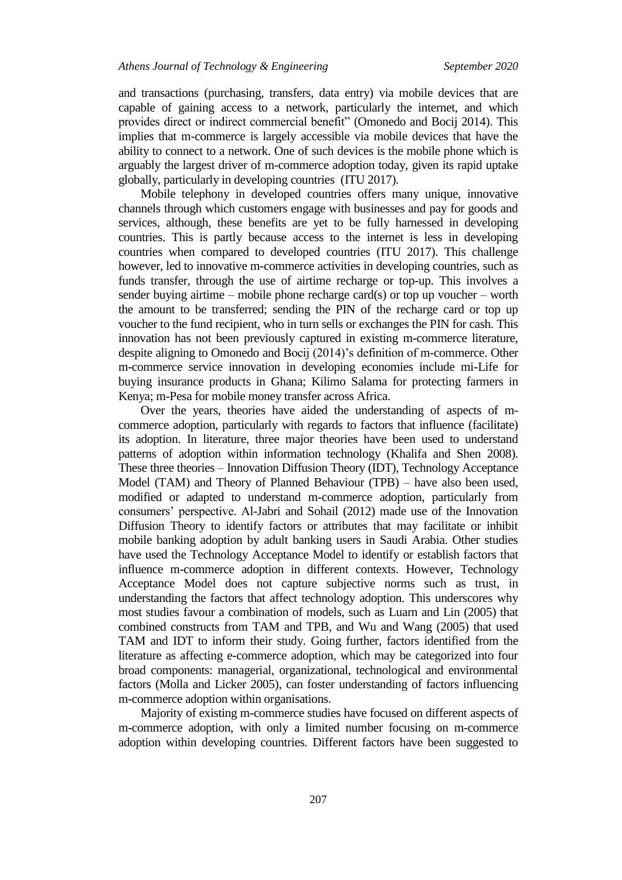and transactions (purchasing, transfers, data entry) via mobile devices that are capable of gaining access to a network, particularly the internet, and which provides direct or indirect commercial benefit" (Omonedo and Bocij 2014). This implies that m-commerce is largely accessible via mobile devices that have the ability to connect to a network. One of such devices is the mobile phone which is arguably the largest driver of m-commerce adoption today, given its rapid uptake globally, particularly in developing countries (ITU 2017).

Mobile telephony in developed countries offers many unique, innovative channels through which customers engage with businesses and pay for goods and services, although, these benefits are yet to be fully harnessed in developing countries. This is partly because access to the internet is less in developing countries when compared to developed countries (ITU 2017). This challenge however, led to innovative m-commerce activities in developing countries, such as funds transfer, through the use of airtime recharge or top-up. This involves a sender buying airtime – mobile phone recharge card(s) or top up voucher – worth the amount to be transferred; sending the PIN of the recharge card or top up voucher to the fund recipient, who in turn sells or exchanges the PIN for cash. This innovation has not been previously captured in existing m-commerce literature, despite aligning to Omonedo and Bocij (2014)'s definition of m-commerce. Other m-commerce service innovation in developing economies include mi-Life for buying insurance products in Ghana; Kilimo Salama for protecting farmers in Kenya; m-Pesa for mobile money transfer across Africa.

Over the years, theories have aided the understanding of aspects of m-commerce adoption, particularly with regards to factors that influence (facilitate) its adoption. In literature, three major theories have been used to understand patterns of adoption within information technology (Khalifa and Shen 2008). These three theories – Innovation Diffusion Theory (IDT), Technology Acceptance Model (TAM) and Theory of Planned Behaviour (TPB) – have also been used, modified or adapted to understand m-commerce adoption, particularly from consumers' perspective. Al-Jabri and Sohail (2012) made use of the Innovation Diffusion Theory to identify factors or attributes that may facilitate or inhibit mobile banking adoption by adult banking users in Saudi Arabia. Other studies have used the Technology Acceptance Model to identify or establish factors that influence m-commerce adoption in different contexts. However, Technology Acceptance Model does not capture subjective norms such as trust, in understanding the factors that affect technology adoption. This underscores why most studies favour a combination of models, such as Luarn and Lin (2005) that combined constructs from TAM and TPB, and Wu and Wang (2005) that used TAM and IDT to inform their study. Going further, factors identified from the literature as affecting e-commerce adoption, which may be categorized into four broad components: managerial, organizational, technological and environmental factors (Molla and Licker 2005), can foster understanding of factors influencing m-commerce adoption within organisations.

Majority of existing m-commerce studies have focused on different aspects of m-commerce adoption, with only a limited number focusing on m-commerce adoption within developing countries. Different factors have been suggested to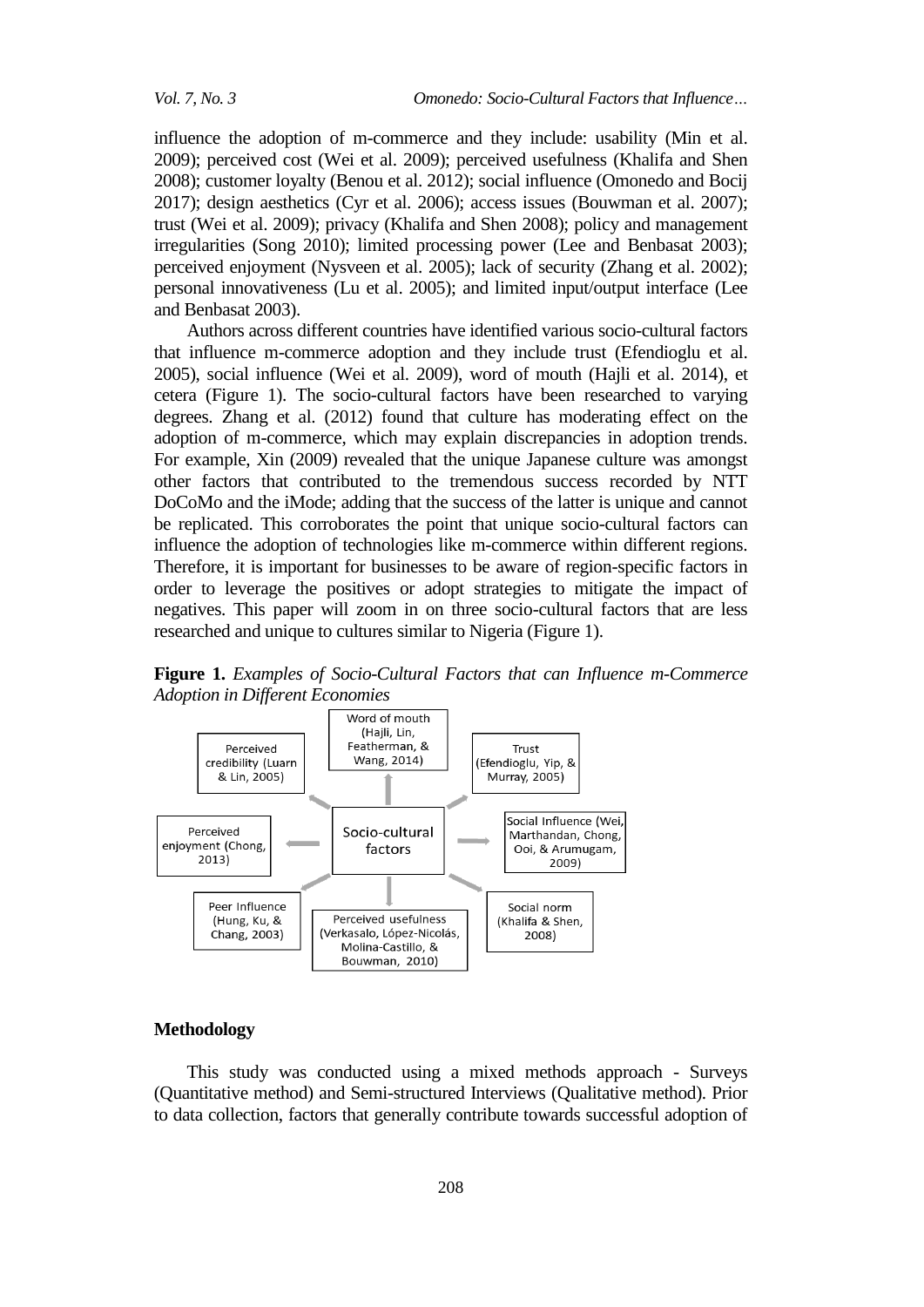influence the adoption of m-commerce and they include: usability (Min et al. 2009); perceived cost (Wei et al. 2009); perceived usefulness (Khalifa and Shen 2008); customer loyalty (Benou et al. 2012); social influence (Omonedo and Bocij 2017); design aesthetics (Cyr et al. 2006); access issues (Bouwman et al. 2007); trust (Wei et al. 2009); privacy (Khalifa and Shen 2008); policy and management irregularities (Song 2010); limited processing power (Lee and Benbasat 2003); perceived enjoyment (Nysveen et al. 2005); lack of security (Zhang et al. 2002); personal innovativeness (Lu et al. 2005); and limited input/output interface (Lee and Benbasat 2003).

Authors across different countries have identified various socio-cultural factors that influence m-commerce adoption and they include trust (Efendioglu et al. 2005), social influence (Wei et al. 2009), word of mouth (Hajli et al. 2014), et cetera (Figure 1). The socio-cultural factors have been researched to varying degrees. Zhang et al. (2012) found that culture has moderating effect on the adoption of m-commerce, which may explain discrepancies in adoption trends. For example, Xin (2009) revealed that the unique Japanese culture was amongst other factors that contributed to the tremendous success recorded by NTT DoCoMo and the iMode; adding that the success of the latter is unique and cannot be replicated. This corroborates the point that unique socio-cultural factors can influence the adoption of technologies like m-commerce within different regions. Therefore, it is important for businesses to be aware of region-specific factors in order to leverage the positives or adopt strategies to mitigate the impact of negatives. This paper will zoom in on three socio-cultural factors that are less researched and unique to cultures similar to Nigeria (Figure 1).

**Figure 1.** *Examples of Socio-Cultural Factors that can Influence m-Commerce Adoption in Different Economies*

Socio-cultural factors:
- Word of mouth (Hajli, Lin, Featherman, & Wang, 2014)
- Trust (Efendioglu, Yip, & Murray, 2005)
- Social Influence (Wei, Marthandan, Chong, Ooi, & Arumugam, 2009)
- Social norm (Khalifa & Shen, 2008)
- Perceived usefulness (Verkasalo, López-Nicolás, Molina-Castillo, & Bouwman, 2010)
- Peer Influence (Hung, Ku, & Chang, 2003)
- Perceived enjoyment (Chong, 2013)
- Perceived credibility (Luarn & Lin, 2005)

## Methodology

This study was conducted using a mixed methods approach - Surveys (Quantitative method) and Semi-structured Interviews (Qualitative method). Prior to data collection, factors that generally contribute towards successful adoption of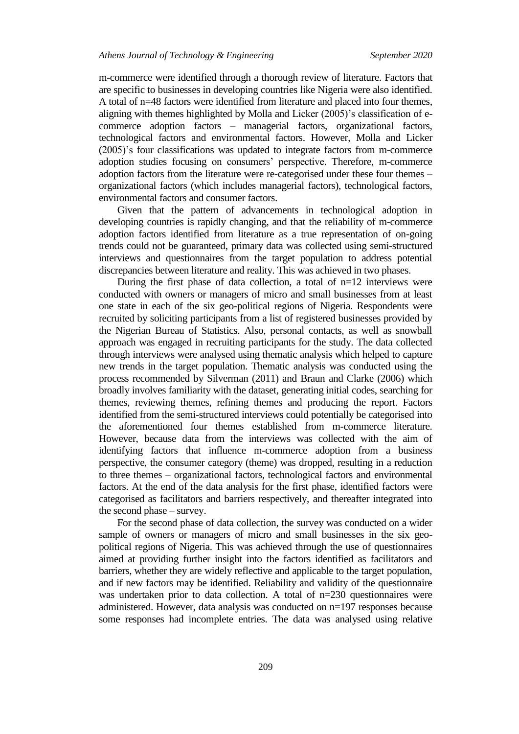m-commerce were identified through a thorough review of literature. Factors that are specific to businesses in developing countries like Nigeria were also identified. A total of n=48 factors were identified from literature and placed into four themes, aligning with themes highlighted by Molla and Licker (2005)'s classification of e-commerce adoption factors – managerial factors, organizational factors, technological factors and environmental factors. However, Molla and Licker (2005)'s four classifications was updated to integrate factors from m-commerce adoption studies focusing on consumers' perspective. Therefore, m-commerce adoption factors from the literature were re-categorised under these four themes – organizational factors (which includes managerial factors), technological factors, environmental factors and consumer factors.

Given that the pattern of advancements in technological adoption in developing countries is rapidly changing, and that the reliability of m-commerce adoption factors identified from literature as a true representation of on-going trends could not be guaranteed, primary data was collected using semi-structured interviews and questionnaires from the target population to address potential discrepancies between literature and reality. This was achieved in two phases.

During the first phase of data collection, a total of n=12 interviews were conducted with owners or managers of micro and small businesses from at least one state in each of the six geo-political regions of Nigeria. Respondents were recruited by soliciting participants from a list of registered businesses provided by the Nigerian Bureau of Statistics. Also, personal contacts, as well as snowball approach was engaged in recruiting participants for the study. The data collected through interviews were analysed using thematic analysis which helped to capture new trends in the target population. Thematic analysis was conducted using the process recommended by Silverman (2011) and Braun and Clarke (2006) which broadly involves familiarity with the dataset, generating initial codes, searching for themes, reviewing themes, refining themes and producing the report. Factors identified from the semi-structured interviews could potentially be categorised into the aforementioned four themes established from m-commerce literature. However, because data from the interviews was collected with the aim of identifying factors that influence m-commerce adoption from a business perspective, the consumer category (theme) was dropped, resulting in a reduction to three themes – organizational factors, technological factors and environmental factors. At the end of the data analysis for the first phase, identified factors were categorised as facilitators and barriers respectively, and thereafter integrated into the second phase – survey.

For the second phase of data collection, the survey was conducted on a wider sample of owners or managers of micro and small businesses in the six geo-political regions of Nigeria. This was achieved through the use of questionnaires aimed at providing further insight into the factors identified as facilitators and barriers, whether they are widely reflective and applicable to the target population, and if new factors may be identified. Reliability and validity of the questionnaire was undertaken prior to data collection. A total of n=230 questionnaires were administered. However, data analysis was conducted on n=197 responses because some responses had incomplete entries. The data was analysed using relative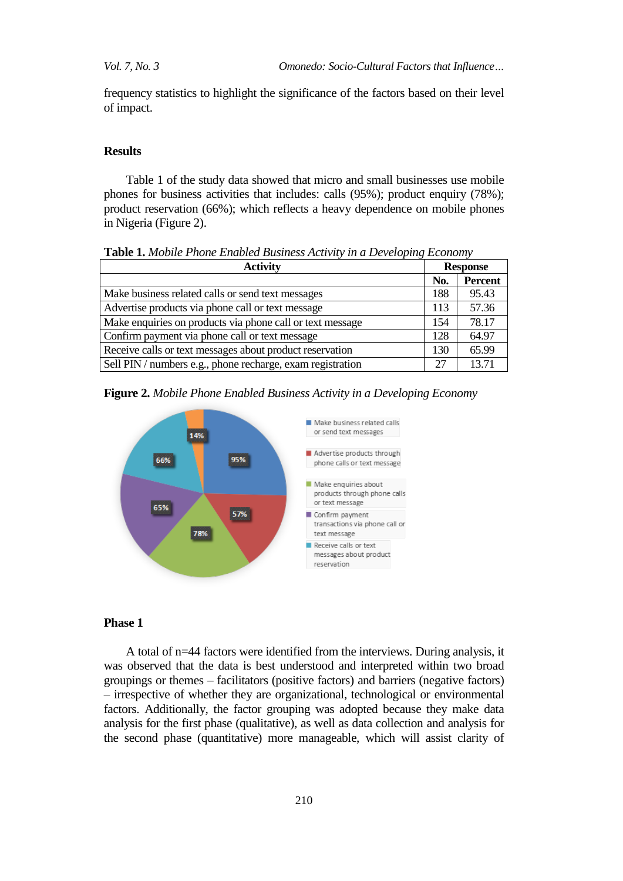frequency statistics to highlight the significance of the factors based on their level of impact.

## Results

Table 1 of the study data showed that micro and small businesses use mobile phones for business activities that includes: calls (95%); product enquiry (78%); product reservation (66%); which reflects a heavy dependence on mobile phones in Nigeria (Figure 2).

**Table 1.** *Mobile Phone Enabled Business Activity in a Developing Economy*

| Activity | Response | |
|---|---|---|
| | **No.** | **Percent** |
| Make business related calls or send text messages | 188 | 95.43 |
| Advertise products via phone call or text message | 113 | 57.36 |
| Make enquiries on products via phone call or text message | 154 | 78.17 |
| Confirm payment via phone call or text message | 128 | 64.97 |
| Receive calls or text messages about product reservation | 130 | 65.99 |
| Sell PIN / numbers e.g., phone recharge, exam registration | 27 | 13.71 |

**Figure 2.** *Mobile Phone Enabled Business Activity in a Developing Economy*

### Phase 1

A total of n=44 factors were identified from the interviews. During analysis, it was observed that the data is best understood and interpreted within two broad groupings or themes – facilitators (positive factors) and barriers (negative factors) – irrespective of whether they are organizational, technological or environmental factors. Additionally, the factor grouping was adopted because they make data analysis for the first phase (qualitative), as well as data collection and analysis for the second phase (quantitative) more manageable, which will assist clarity of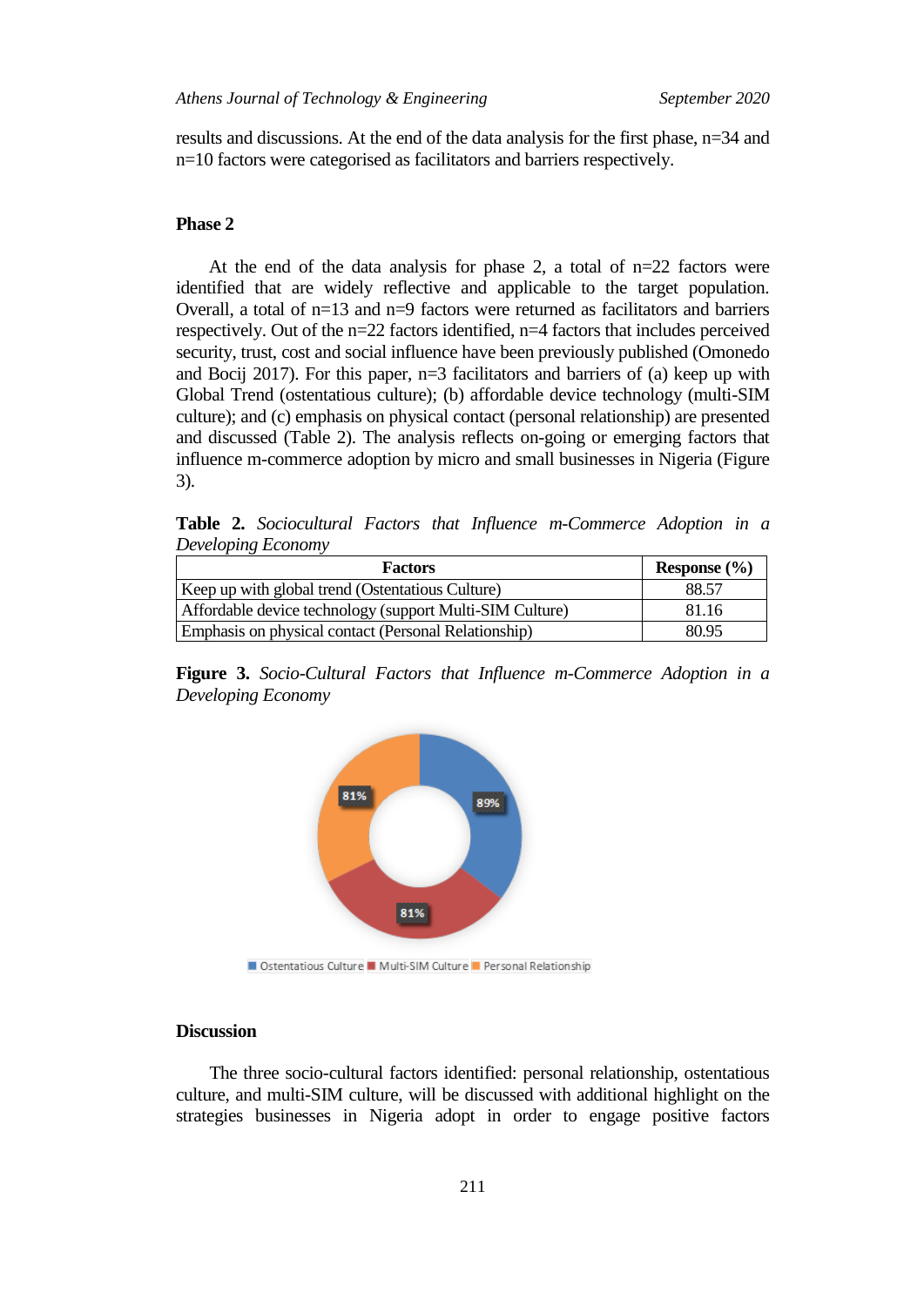results and discussions. At the end of the data analysis for the first phase, n=34 and n=10 factors were categorised as facilitators and barriers respectively.

### Phase 2

At the end of the data analysis for phase 2, a total of n=22 factors were identified that are widely reflective and applicable to the target population. Overall, a total of n=13 and n=9 factors were returned as facilitators and barriers respectively. Out of the n=22 factors identified, n=4 factors that includes perceived security, trust, cost and social influence have been previously published (Omonedo and Bocij 2017). For this paper, n=3 facilitators and barriers of (a) keep up with Global Trend (ostentatious culture); (b) affordable device technology (multi-SIM culture); and (c) emphasis on physical contact (personal relationship) are presented and discussed (Table 2). The analysis reflects on-going or emerging factors that influence m-commerce adoption by micro and small businesses in Nigeria (Figure 3).

**Table 2.** *Sociocultural Factors that Influence m-Commerce Adoption in a Developing Economy*

| Factors | Response (%) |
|---|---|
| Keep up with global trend (Ostentatious Culture) | 88.57 |
| Affordable device technology (support Multi-SIM Culture) | 81.16 |
| Emphasis on physical contact (Personal Relationship) | 80.95 |

**Figure 3.** *Socio-Cultural Factors that Influence m-Commerce Adoption in a Developing Economy*

### Discussion

The three socio-cultural factors identified: personal relationship, ostentatious culture, and multi-SIM culture, will be discussed with additional highlight on the strategies businesses in Nigeria adopt in order to engage positive factors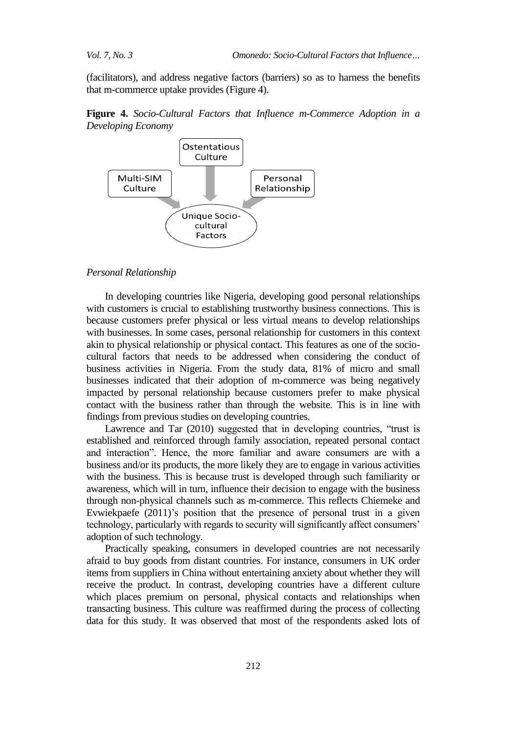(facilitators), and address negative factors (barriers) so as to harness the benefits that m-commerce uptake provides (Figure 4).

**Figure 4.** *Socio-Cultural Factors that Influence m-Commerce Adoption in a Developing Economy*

Ostentatious Culture

Multi-SIM Culture

Personal Relationship

Unique Socio-cultural Factors

*Personal Relationship*

In developing countries like Nigeria, developing good personal relationships with customers is crucial to establishing trustworthy business connections. This is because customers prefer physical or less virtual means to develop relationships with businesses. In some cases, personal relationship for customers in this context akin to physical relationship or physical contact. This features as one of the socio-cultural factors that needs to be addressed when considering the conduct of business activities in Nigeria. From the study data, 81% of micro and small businesses indicated that their adoption of m-commerce was being negatively impacted by personal relationship because customers prefer to make physical contact with the business rather than through the website. This is in line with findings from previous studies on developing countries.

Lawrence and Tar (2010) suggested that in developing countries, "trust is established and reinforced through family association, repeated personal contact and interaction". Hence, the more familiar and aware consumers are with a business and/or its products, the more likely they are to engage in various activities with the business. This is because trust is developed through such familiarity or awareness, which will in turn, influence their decision to engage with the business through non-physical channels such as m-commerce. This reflects Chiemeke and Evwiekpaefe (2011)'s position that the presence of personal trust in a given technology, particularly with regards to security will significantly affect consumers' adoption of such technology.

Practically speaking, consumers in developed countries are not necessarily afraid to buy goods from distant countries. For instance, consumers in UK order items from suppliers in China without entertaining anxiety about whether they will receive the product. In contrast, developing countries have a different culture which places premium on personal, physical contacts and relationships when transacting business. This culture was reaffirmed during the process of collecting data for this study. It was observed that most of the respondents asked lots of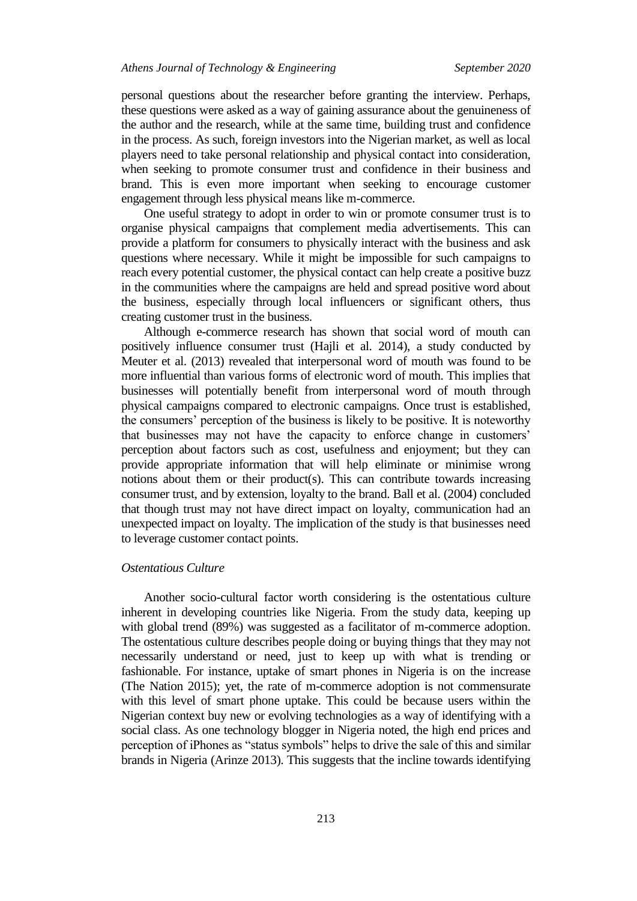personal questions about the researcher before granting the interview. Perhaps, these questions were asked as a way of gaining assurance about the genuineness of the author and the research, while at the same time, building trust and confidence in the process. As such, foreign investors into the Nigerian market, as well as local players need to take personal relationship and physical contact into consideration, when seeking to promote consumer trust and confidence in their business and brand. This is even more important when seeking to encourage customer engagement through less physical means like m-commerce.

One useful strategy to adopt in order to win or promote consumer trust is to organise physical campaigns that complement media advertisements. This can provide a platform for consumers to physically interact with the business and ask questions where necessary. While it might be impossible for such campaigns to reach every potential customer, the physical contact can help create a positive buzz in the communities where the campaigns are held and spread positive word about the business, especially through local influencers or significant others, thus creating customer trust in the business.

Although e-commerce research has shown that social word of mouth can positively influence consumer trust (Hajli et al. 2014), a study conducted by Meuter et al. (2013) revealed that interpersonal word of mouth was found to be more influential than various forms of electronic word of mouth. This implies that businesses will potentially benefit from interpersonal word of mouth through physical campaigns compared to electronic campaigns. Once trust is established, the consumers' perception of the business is likely to be positive. It is noteworthy that businesses may not have the capacity to enforce change in customers' perception about factors such as cost, usefulness and enjoyment; but they can provide appropriate information that will help eliminate or minimise wrong notions about them or their product(s). This can contribute towards increasing consumer trust, and by extension, loyalty to the brand. Ball et al. (2004) concluded that though trust may not have direct impact on loyalty, communication had an unexpected impact on loyalty. The implication of the study is that businesses need to leverage customer contact points.

### *Ostentatious Culture*

Another socio-cultural factor worth considering is the ostentatious culture inherent in developing countries like Nigeria. From the study data, keeping up with global trend (89%) was suggested as a facilitator of m-commerce adoption. The ostentatious culture describes people doing or buying things that they may not necessarily understand or need, just to keep up with what is trending or fashionable. For instance, uptake of smart phones in Nigeria is on the increase (The Nation 2015); yet, the rate of m-commerce adoption is not commensurate with this level of smart phone uptake. This could be because users within the Nigerian context buy new or evolving technologies as a way of identifying with a social class. As one technology blogger in Nigeria noted, the high end prices and perception of iPhones as "status symbols" helps to drive the sale of this and similar brands in Nigeria (Arinze 2013). This suggests that the incline towards identifying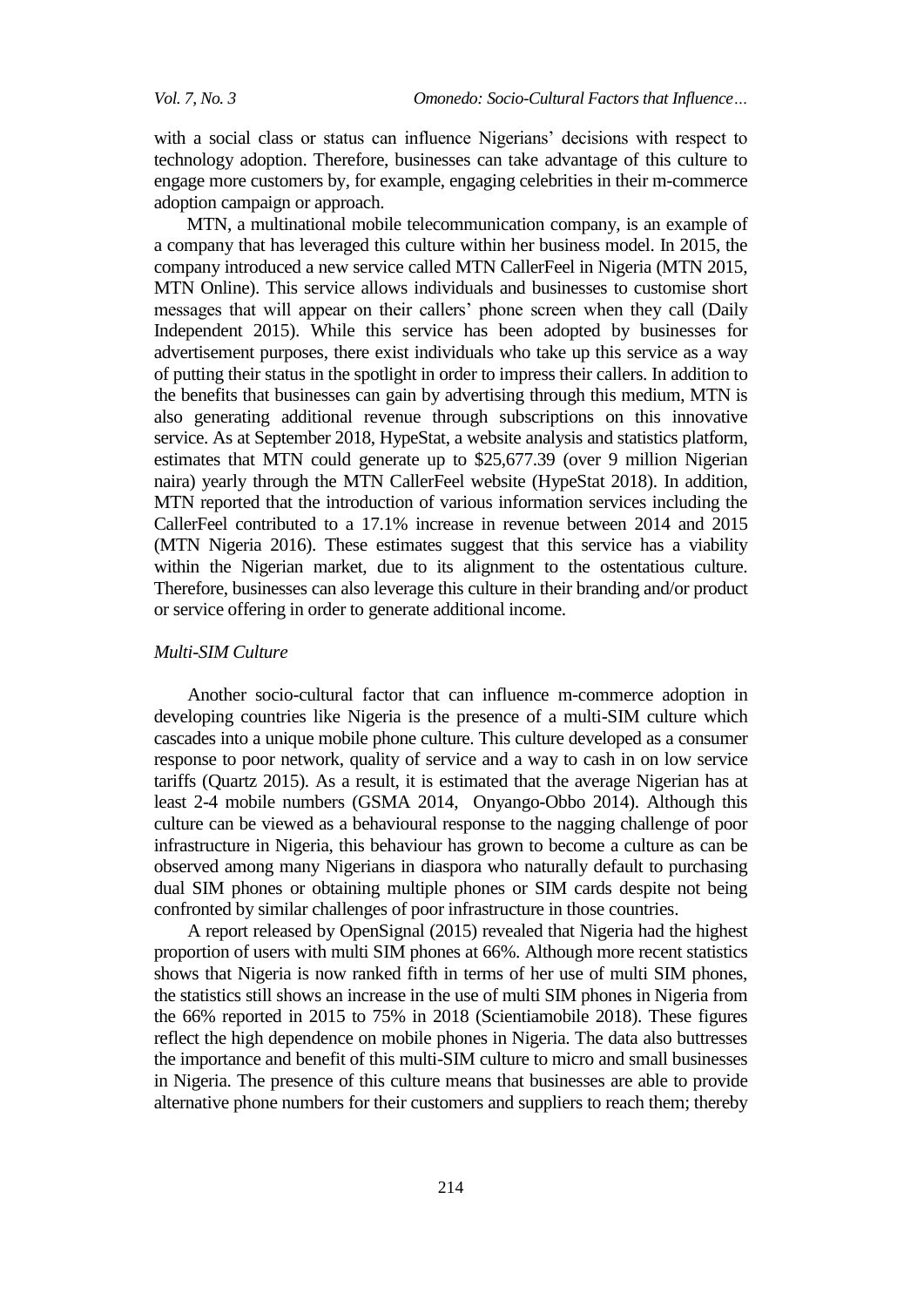with a social class or status can influence Nigerians' decisions with respect to technology adoption. Therefore, businesses can take advantage of this culture to engage more customers by, for example, engaging celebrities in their m-commerce adoption campaign or approach.

MTN, a multinational mobile telecommunication company, is an example of a company that has leveraged this culture within her business model. In 2015, the company introduced a new service called MTN CallerFeel in Nigeria (MTN 2015, MTN Online). This service allows individuals and businesses to customise short messages that will appear on their callers' phone screen when they call (Daily Independent 2015). While this service has been adopted by businesses for advertisement purposes, there exist individuals who take up this service as a way of putting their status in the spotlight in order to impress their callers. In addition to the benefits that businesses can gain by advertising through this medium, MTN is also generating additional revenue through subscriptions on this innovative service. As at September 2018, HypeStat, a website analysis and statistics platform, estimates that MTN could generate up to $25,677.39 (over 9 million Nigerian naira) yearly through the MTN CallerFeel website (HypeStat 2018). In addition, MTN reported that the introduction of various information services including the CallerFeel contributed to a 17.1% increase in revenue between 2014 and 2015 (MTN Nigeria 2016). These estimates suggest that this service has a viability within the Nigerian market, due to its alignment to the ostentatious culture. Therefore, businesses can also leverage this culture in their branding and/or product or service offering in order to generate additional income.

*Multi-SIM Culture*

Another socio-cultural factor that can influence m-commerce adoption in developing countries like Nigeria is the presence of a multi-SIM culture which cascades into a unique mobile phone culture. This culture developed as a consumer response to poor network, quality of service and a way to cash in on low service tariffs (Quartz 2015). As a result, it is estimated that the average Nigerian has at least 2-4 mobile numbers (GSMA 2014, Onyango-Obbo 2014). Although this culture can be viewed as a behavioural response to the nagging challenge of poor infrastructure in Nigeria, this behaviour has grown to become a culture as can be observed among many Nigerians in diaspora who naturally default to purchasing dual SIM phones or obtaining multiple phones or SIM cards despite not being confronted by similar challenges of poor infrastructure in those countries.

A report released by OpenSignal (2015) revealed that Nigeria had the highest proportion of users with multi SIM phones at 66%. Although more recent statistics shows that Nigeria is now ranked fifth in terms of her use of multi SIM phones, the statistics still shows an increase in the use of multi SIM phones in Nigeria from the 66% reported in 2015 to 75% in 2018 (Scientiamobile 2018). These figures reflect the high dependence on mobile phones in Nigeria. The data also buttresses the importance and benefit of this multi-SIM culture to micro and small businesses in Nigeria. The presence of this culture means that businesses are able to provide alternative phone numbers for their customers and suppliers to reach them; thereby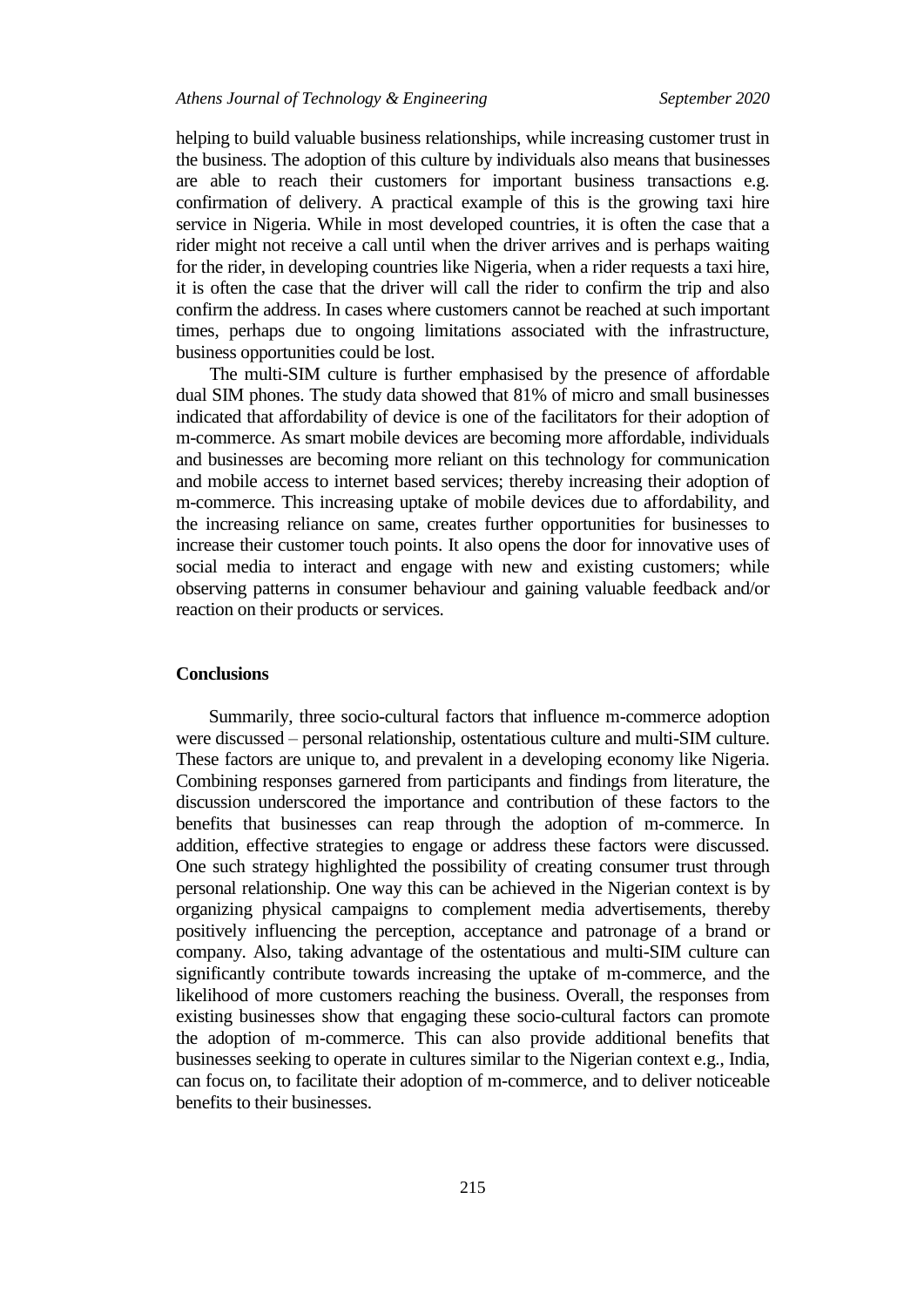helping to build valuable business relationships, while increasing customer trust in the business. The adoption of this culture by individuals also means that businesses are able to reach their customers for important business transactions e.g. confirmation of delivery. A practical example of this is the growing taxi hire service in Nigeria. While in most developed countries, it is often the case that a rider might not receive a call until when the driver arrives and is perhaps waiting for the rider, in developing countries like Nigeria, when a rider requests a taxi hire, it is often the case that the driver will call the rider to confirm the trip and also confirm the address. In cases where customers cannot be reached at such important times, perhaps due to ongoing limitations associated with the infrastructure, business opportunities could be lost.

The multi-SIM culture is further emphasised by the presence of affordable dual SIM phones. The study data showed that 81% of micro and small businesses indicated that affordability of device is one of the facilitators for their adoption of m-commerce. As smart mobile devices are becoming more affordable, individuals and businesses are becoming more reliant on this technology for communication and mobile access to internet based services; thereby increasing their adoption of m-commerce. This increasing uptake of mobile devices due to affordability, and the increasing reliance on same, creates further opportunities for businesses to increase their customer touch points. It also opens the door for innovative uses of social media to interact and engage with new and existing customers; while observing patterns in consumer behaviour and gaining valuable feedback and/or reaction on their products or services.

## Conclusions

Summarily, three socio-cultural factors that influence m-commerce adoption were discussed – personal relationship, ostentatious culture and multi-SIM culture. These factors are unique to, and prevalent in a developing economy like Nigeria. Combining responses garnered from participants and findings from literature, the discussion underscored the importance and contribution of these factors to the benefits that businesses can reap through the adoption of m-commerce. In addition, effective strategies to engage or address these factors were discussed. One such strategy highlighted the possibility of creating consumer trust through personal relationship. One way this can be achieved in the Nigerian context is by organizing physical campaigns to complement media advertisements, thereby positively influencing the perception, acceptance and patronage of a brand or company. Also, taking advantage of the ostentatious and multi-SIM culture can significantly contribute towards increasing the uptake of m-commerce, and the likelihood of more customers reaching the business. Overall, the responses from existing businesses show that engaging these socio-cultural factors can promote the adoption of m-commerce. This can also provide additional benefits that businesses seeking to operate in cultures similar to the Nigerian context e.g., India, can focus on, to facilitate their adoption of m-commerce, and to deliver noticeable benefits to their businesses.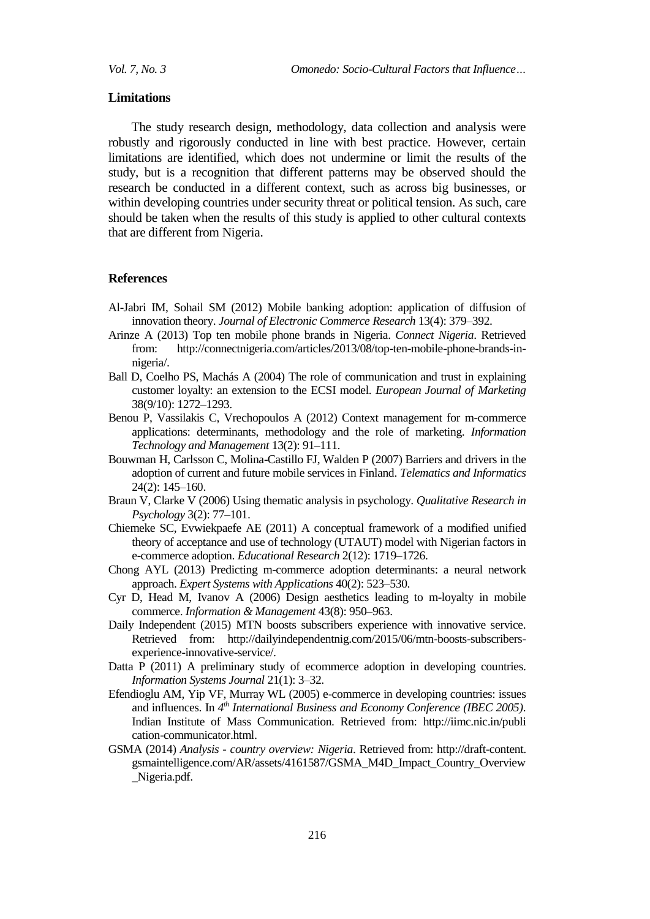## Limitations

The study research design, methodology, data collection and analysis were robustly and rigorously conducted in line with best practice. However, certain limitations are identified, which does not undermine or limit the results of the study, but is a recognition that different patterns may be observed should the research be conducted in a different context, such as across big businesses, or within developing countries under security threat or political tension. As such, care should be taken when the results of this study is applied to other cultural contexts that are different from Nigeria.

## References

Al-Jabri IM, Sohail SM (2012) Mobile banking adoption: application of diffusion of innovation theory. *Journal of Electronic Commerce Research* 13(4): 379–392.

Arinze A (2013) Top ten mobile phone brands in Nigeria. *Connect Nigeria*. Retrieved from: http://connectnigeria.com/articles/2013/08/top-ten-mobile-phone-brands-in-nigeria/.

Ball D, Coelho PS, Machás A (2004) The role of communication and trust in explaining customer loyalty: an extension to the ECSI model. *European Journal of Marketing* 38(9/10): 1272–1293.

Benou P, Vassilakis C, Vrechopoulos A (2012) Context management for m-commerce applications: determinants, methodology and the role of marketing. *Information Technology and Management* 13(2): 91–111.

Bouwman H, Carlsson C, Molina-Castillo FJ, Walden P (2007) Barriers and drivers in the adoption of current and future mobile services in Finland. *Telematics and Informatics* 24(2): 145–160.

Braun V, Clarke V (2006) Using thematic analysis in psychology. *Qualitative Research in Psychology* 3(2): 77–101.

Chiemeke SC, Evwiekpaefe AE (2011) A conceptual framework of a modified unified theory of acceptance and use of technology (UTAUT) model with Nigerian factors in e-commerce adoption. *Educational Research* 2(12): 1719–1726.

Chong AYL (2013) Predicting m-commerce adoption determinants: a neural network approach. *Expert Systems with Applications* 40(2): 523–530.

Cyr D, Head M, Ivanov A (2006) Design aesthetics leading to m-loyalty in mobile commerce. *Information & Management* 43(8): 950–963.

Daily Independent (2015) MTN boosts subscribers experience with innovative service. Retrieved from: http://dailyindependentnig.com/2015/06/mtn-boosts-subscribers-experience-innovative-service/.

Datta P (2011) A preliminary study of ecommerce adoption in developing countries. *Information Systems Journal* 21(1): 3–32.

Efendioglu AM, Yip VF, Murray WL (2005) e-commerce in developing countries: issues and influences. In *4th International Business and Economy Conference (IBEC 2005)*. Indian Institute of Mass Communication. Retrieved from: http://iimc.nic.in/publication-communicator.html.

GSMA (2014) *Analysis - country overview: Nigeria*. Retrieved from: http://draft-content.gsmaintelligence.com/AR/assets/4161587/GSMA_M4D_Impact_Country_Overview_Nigeria.pdf.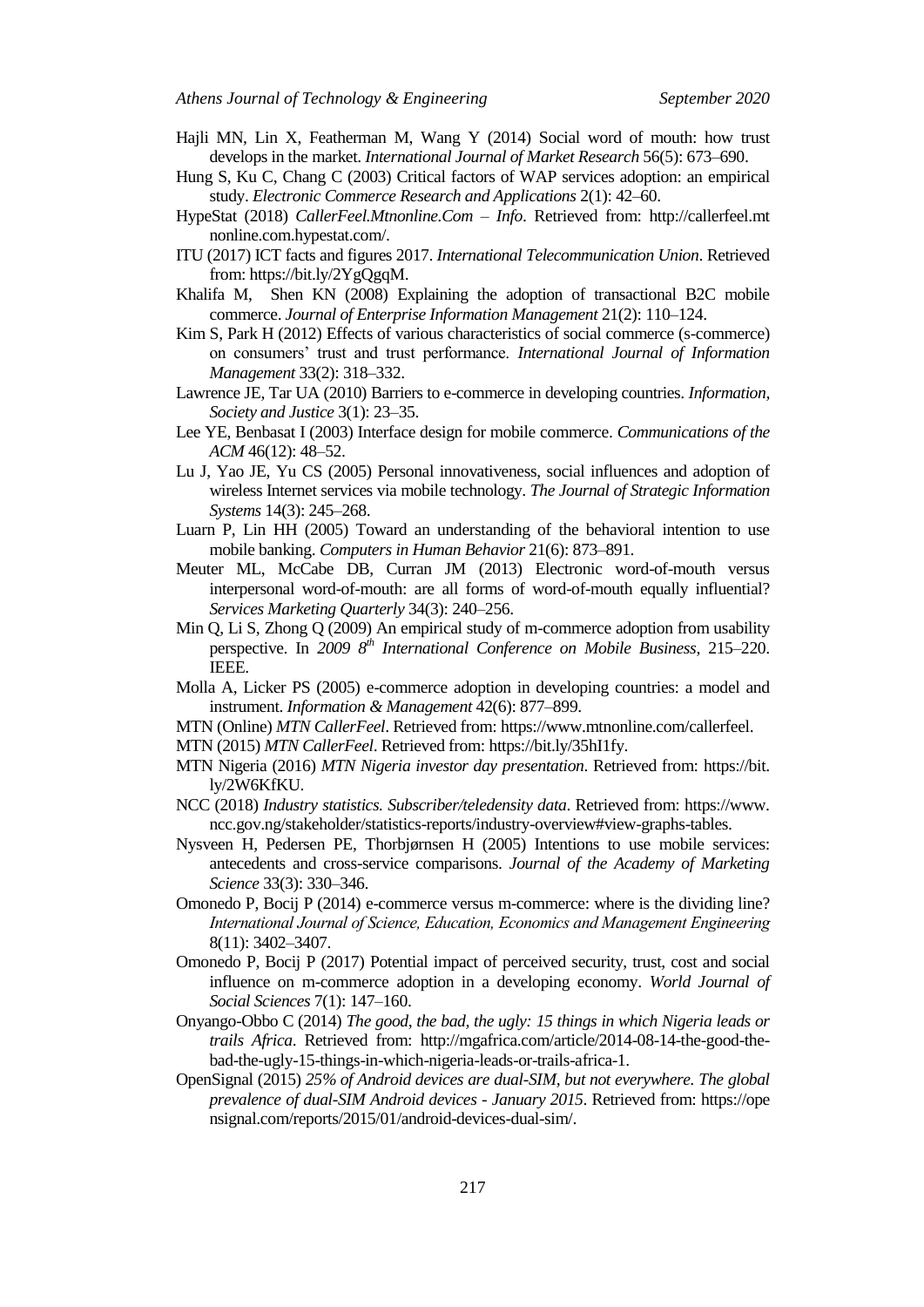Hajli MN, Lin X, Featherman M, Wang Y (2014) Social word of mouth: how trust develops in the market. *International Journal of Market Research* 56(5): 673–690.

Hung S, Ku C, Chang C (2003) Critical factors of WAP services adoption: an empirical study. *Electronic Commerce Research and Applications* 2(1): 42–60.

HypeStat (2018) *CallerFeel.Mtnonline.Com – Info*. Retrieved from: http://callerfeel.mtnonline.com.hypestat.com/.

ITU (2017) ICT facts and figures 2017. *International Telecommunication Union*. Retrieved from: https://bit.ly/2YgQgqM.

Khalifa M, Shen KN (2008) Explaining the adoption of transactional B2C mobile commerce. *Journal of Enterprise Information Management* 21(2): 110–124.

Kim S, Park H (2012) Effects of various characteristics of social commerce (s-commerce) on consumers' trust and trust performance. *International Journal of Information Management* 33(2): 318–332.

Lawrence JE, Tar UA (2010) Barriers to e-commerce in developing countries. *Information, Society and Justice* 3(1): 23–35.

Lee YE, Benbasat I (2003) Interface design for mobile commerce. *Communications of the ACM* 46(12): 48–52.

Lu J, Yao JE, Yu CS (2005) Personal innovativeness, social influences and adoption of wireless Internet services via mobile technology. *The Journal of Strategic Information Systems* 14(3): 245–268.

Luarn P, Lin HH (2005) Toward an understanding of the behavioral intention to use mobile banking. *Computers in Human Behavior* 21(6): 873–891.

Meuter ML, McCabe DB, Curran JM (2013) Electronic word-of-mouth versus interpersonal word-of-mouth: are all forms of word-of-mouth equally influential? *Services Marketing Quarterly* 34(3): 240–256.

Min Q, Li S, Zhong Q (2009) An empirical study of m-commerce adoption from usability perspective. In *2009 8th International Conference on Mobile Business*, 215–220. IEEE.

Molla A, Licker PS (2005) e-commerce adoption in developing countries: a model and instrument. *Information & Management* 42(6): 877–899.

MTN (Online) *MTN CallerFeel*. Retrieved from: https://www.mtnonline.com/callerfeel.

MTN (2015) *MTN CallerFeel*. Retrieved from: https://bit.ly/35hI1fy.

MTN Nigeria (2016) *MTN Nigeria investor day presentation*. Retrieved from: https://bit.ly/2W6KfKU.

NCC (2018) *Industry statistics. Subscriber/teledensity data*. Retrieved from: https://www.ncc.gov.ng/stakeholder/statistics-reports/industry-overview#view-graphs-tables.

Nysveen H, Pedersen PE, Thorbjørnsen H (2005) Intentions to use mobile services: antecedents and cross-service comparisons. *Journal of the Academy of Marketing Science* 33(3): 330–346.

Omonedo P, Bocij P (2014) e-commerce versus m-commerce: where is the dividing line? *International Journal of Science, Education, Economics and Management Engineering* 8(11): 3402–3407.

Omonedo P, Bocij P (2017) Potential impact of perceived security, trust, cost and social influence on m-commerce adoption in a developing economy. *World Journal of Social Sciences* 7(1): 147–160.

Onyango-Obbo C (2014) *The good, the bad, the ugly: 15 things in which Nigeria leads or trails Africa*. Retrieved from: http://mgafrica.com/article/2014-08-14-the-good-the-bad-the-ugly-15-things-in-which-nigeria-leads-or-trails-africa-1.

OpenSignal (2015) *25% of Android devices are dual-SIM, but not everywhere. The global prevalence of dual-SIM Android devices - January 2015*. Retrieved from: https://opensignal.com/reports/2015/01/android-devices-dual-sim/.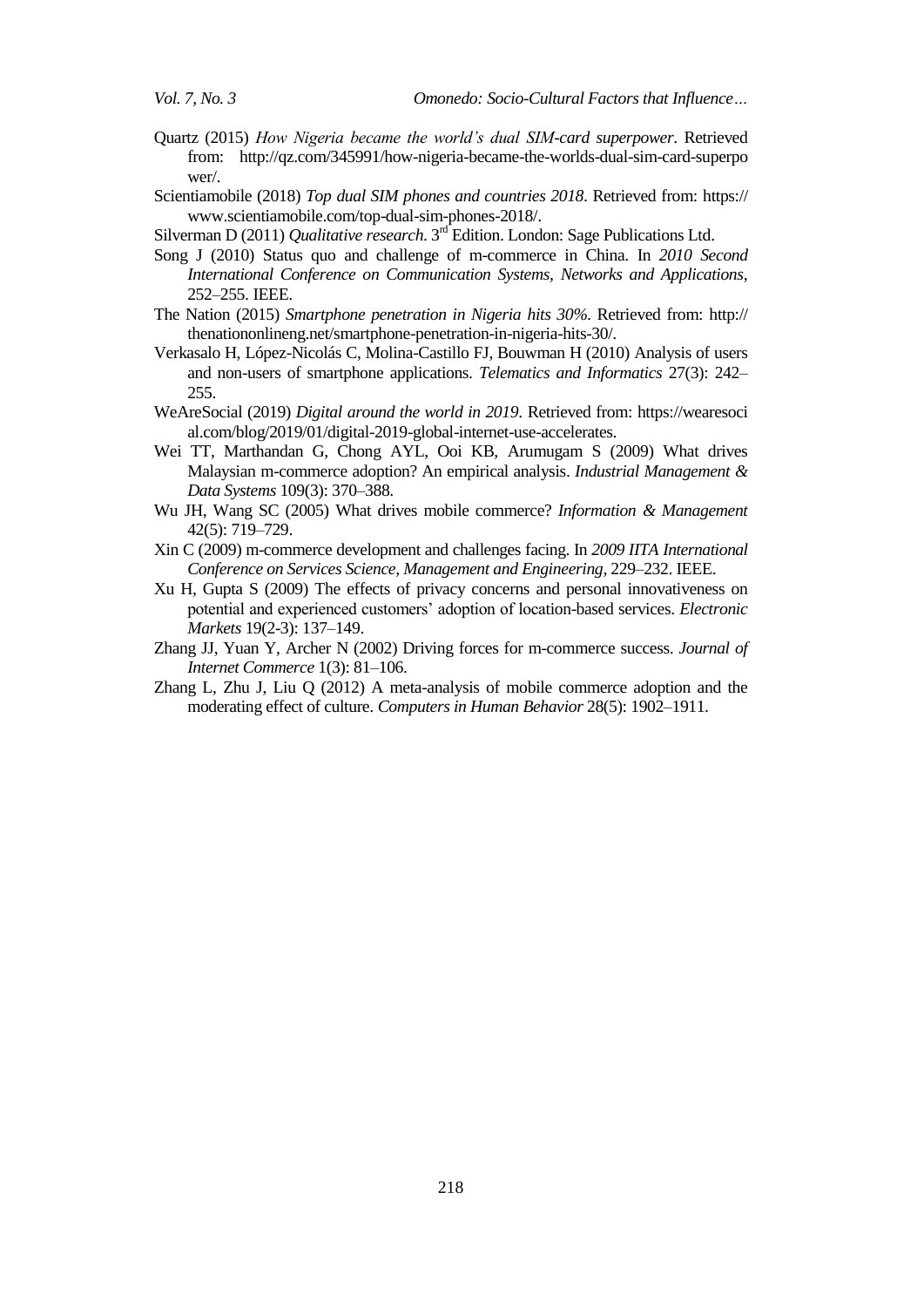Quartz (2015) *How Nigeria became the world's dual SIM-card superpower*. Retrieved from: http://qz.com/345991/how-nigeria-became-the-worlds-dual-sim-card-superpower/.

Scientiamobile (2018) *Top dual SIM phones and countries 2018*. Retrieved from: https://www.scientiamobile.com/top-dual-sim-phones-2018/.

Silverman D (2011) *Qualitative research*. 3rd Edition. London: Sage Publications Ltd.

Song J (2010) Status quo and challenge of m-commerce in China. In *2010 Second International Conference on Communication Systems, Networks and Applications*, 252–255. IEEE.

The Nation (2015) *Smartphone penetration in Nigeria hits 30%*. Retrieved from: http://thenationonlineng.net/smartphone-penetration-in-nigeria-hits-30/.

Verkasalo H, López-Nicolás C, Molina-Castillo FJ, Bouwman H (2010) Analysis of users and non-users of smartphone applications. *Telematics and Informatics* 27(3): 242–255.

WeAreSocial (2019) *Digital around the world in 2019*. Retrieved from: https://wearesocial.com/blog/2019/01/digital-2019-global-internet-use-accelerates.

Wei TT, Marthandan G, Chong AYL, Ooi KB, Arumugam S (2009) What drives Malaysian m-commerce adoption? An empirical analysis. *Industrial Management & Data Systems* 109(3): 370–388.

Wu JH, Wang SC (2005) What drives mobile commerce? *Information & Management* 42(5): 719–729.

Xin C (2009) m-commerce development and challenges facing. In *2009 IITA International Conference on Services Science, Management and Engineering*, 229–232. IEEE.

Xu H, Gupta S (2009) The effects of privacy concerns and personal innovativeness on potential and experienced customers' adoption of location-based services. *Electronic Markets* 19(2-3): 137–149.

Zhang JJ, Yuan Y, Archer N (2002) Driving forces for m-commerce success. *Journal of Internet Commerce* 1(3): 81–106.

Zhang L, Zhu J, Liu Q (2012) A meta-analysis of mobile commerce adoption and the moderating effect of culture. *Computers in Human Behavior* 28(5): 1902–1911.